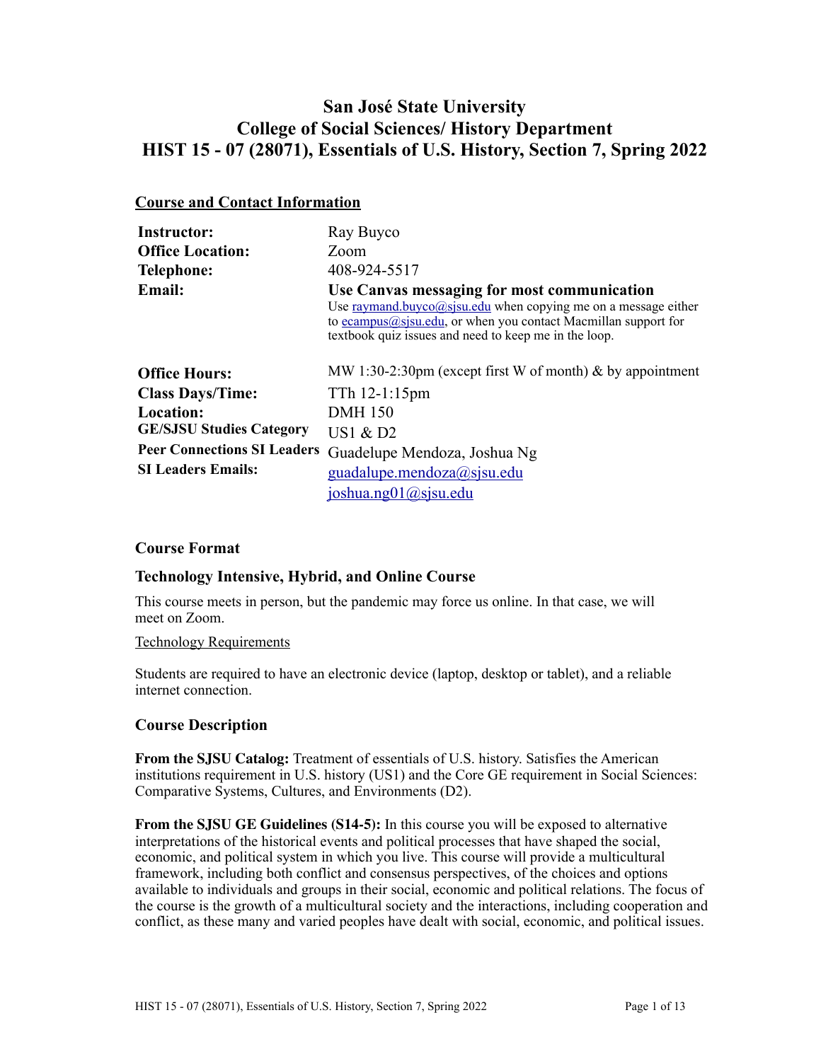# San José State University
# College of Social Sciences/ History Department
# HIST 15 - 07 (28071), Essentials of U.S. History, Section 7, Spring 2022

## Course and Contact Information

| | |
|---|---|
| **Instructor:** | Ray Buyco |
| **Office Location:** | Zoom |
| **Telephone:** | 408-924-5517 |
| **Email:** | **Use Canvas messaging for most communication**<br>Use raymand.buyco@sjsu.edu when copying me on a message either to ecampus@sjsu.edu, or when you contact Macmillan support for textbook quiz issues and need to keep me in the loop. |
| **Office Hours:** | MW 1:30-2:30pm (except first W of month) & by appointment |
| **Class Days/Time:** | TTh 12-1:15pm |
| **Location:** | DMH 150 |
| **GE/SJSU Studies Category** | US1 & D2 |
| **Peer Connections SI Leaders** | Guadelupe Mendoza, Joshua Ng |
| **SI Leaders Emails:** | guadalupe.mendoza@sjsu.edu<br>joshua.ng01@sjsu.edu |

### Course Format

### Technology Intensive, Hybrid, and Online Course

This course meets in person, but the pandemic may force us online. In that case, we will meet on Zoom.

Technology Requirements

Students are required to have an electronic device (laptop, desktop or tablet), and a reliable internet connection.

### Course Description

**From the SJSU Catalog:** Treatment of essentials of U.S. history. Satisfies the American institutions requirement in U.S. history (US1) and the Core GE requirement in Social Sciences: Comparative Systems, Cultures, and Environments (D2).

**From the SJSU GE Guidelines (S14-5):** In this course you will be exposed to alternative interpretations of the historical events and political processes that have shaped the social, economic, and political system in which you live. This course will provide a multicultural framework, including both conflict and consensus perspectives, of the choices and options available to individuals and groups in their social, economic and political relations. The focus of the course is the growth of a multicultural society and the interactions, including cooperation and conflict, as these many and varied peoples have dealt with social, economic, and political issues.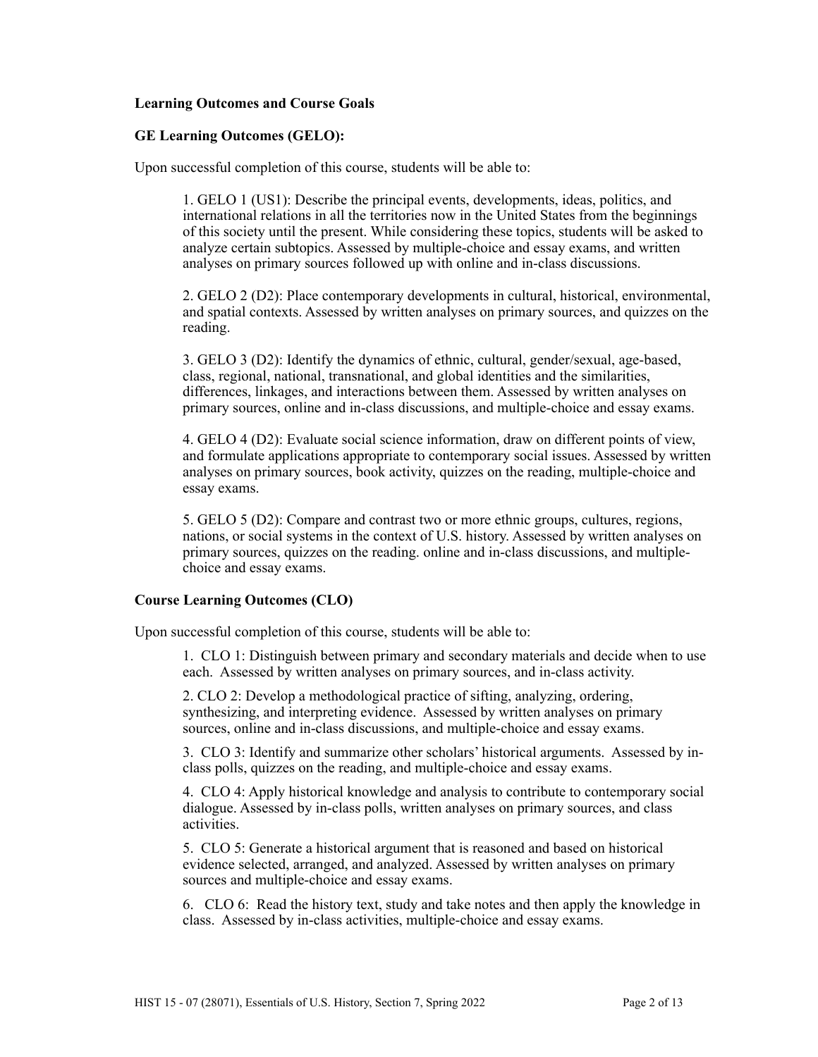**Learning Outcomes and Course Goals**

**GE Learning Outcomes (GELO):**

Upon successful completion of this course, students will be able to:

1. GELO 1 (US1): Describe the principal events, developments, ideas, politics, and international relations in all the territories now in the United States from the beginnings of this society until the present. While considering these topics, students will be asked to analyze certain subtopics. Assessed by multiple-choice and essay exams, and written analyses on primary sources followed up with online and in-class discussions.

2. GELO 2 (D2): Place contemporary developments in cultural, historical, environmental, and spatial contexts. Assessed by written analyses on primary sources, and quizzes on the reading.

3. GELO 3 (D2): Identify the dynamics of ethnic, cultural, gender/sexual, age-based, class, regional, national, transnational, and global identities and the similarities, differences, linkages, and interactions between them. Assessed by written analyses on primary sources, online and in-class discussions, and multiple-choice and essay exams.

4. GELO 4 (D2): Evaluate social science information, draw on different points of view, and formulate applications appropriate to contemporary social issues. Assessed by written analyses on primary sources, book activity, quizzes on the reading, multiple-choice and essay exams.

5. GELO 5 (D2): Compare and contrast two or more ethnic groups, cultures, regions, nations, or social systems in the context of U.S. history. Assessed by written analyses on primary sources, quizzes on the reading. online and in-class discussions, and multiple-choice and essay exams.

**Course Learning Outcomes (CLO)**

Upon successful completion of this course, students will be able to:

1. CLO 1: Distinguish between primary and secondary materials and decide when to use each. Assessed by written analyses on primary sources, and in-class activity.

2. CLO 2: Develop a methodological practice of sifting, analyzing, ordering, synthesizing, and interpreting evidence. Assessed by written analyses on primary sources, online and in-class discussions, and multiple-choice and essay exams.

3. CLO 3: Identify and summarize other scholars' historical arguments. Assessed by in-class polls, quizzes on the reading, and multiple-choice and essay exams.

4. CLO 4: Apply historical knowledge and analysis to contribute to contemporary social dialogue. Assessed by in-class polls, written analyses on primary sources, and class activities.

5. CLO 5: Generate a historical argument that is reasoned and based on historical evidence selected, arranged, and analyzed. Assessed by written analyses on primary sources and multiple-choice and essay exams.

6. CLO 6: Read the history text, study and take notes and then apply the knowledge in class. Assessed by in-class activities, multiple-choice and essay exams.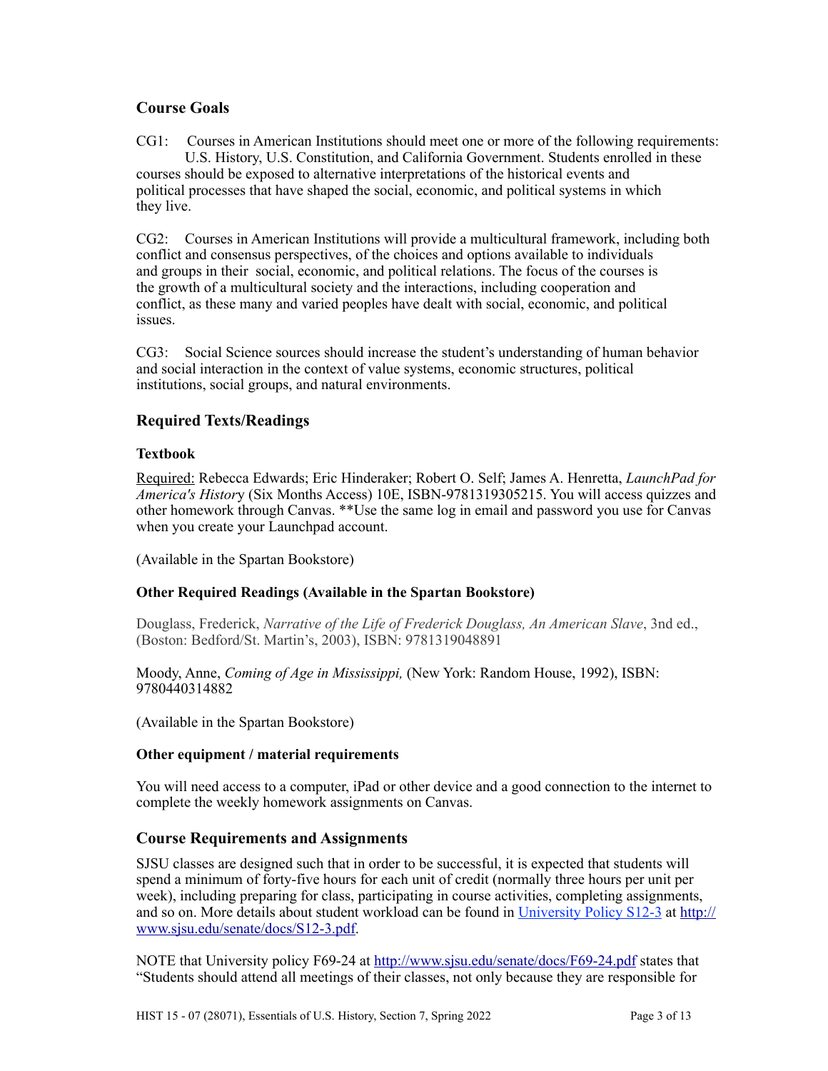## Course Goals

CG1: Courses in American Institutions should meet one or more of the following requirements: U.S. History, U.S. Constitution, and California Government. Students enrolled in these courses should be exposed to alternative interpretations of the historical events and political processes that have shaped the social, economic, and political systems in which they live.

CG2: Courses in American Institutions will provide a multicultural framework, including both conflict and consensus perspectives, of the choices and options available to individuals and groups in their social, economic, and political relations. The focus of the courses is the growth of a multicultural society and the interactions, including cooperation and conflict, as these many and varied peoples have dealt with social, economic, and political issues.

CG3: Social Science sources should increase the student's understanding of human behavior and social interaction in the context of value systems, economic structures, political institutions, social groups, and natural environments.

## Required Texts/Readings

### Textbook

Required: Rebecca Edwards; Eric Hinderaker; Robert O. Self; James A. Henretta, *LaunchPad for America's History* (Six Months Access) 10E, ISBN-9781319305215. You will access quizzes and other homework through Canvas. **Use the same log in email and password you use for Canvas when you create your Launchpad account.

(Available in the Spartan Bookstore)

### Other Required Readings (Available in the Spartan Bookstore)

Douglass, Frederick, *Narrative of the Life of Frederick Douglass, An American Slave*, 3nd ed., (Boston: Bedford/St. Martin's, 2003), ISBN: 9781319048891

Moody, Anne, *Coming of Age in Mississippi,* (New York: Random House, 1992), ISBN: 9780440314882

(Available in the Spartan Bookstore)

### Other equipment / material requirements

You will need access to a computer, iPad or other device and a good connection to the internet to complete the weekly homework assignments on Canvas.

## Course Requirements and Assignments

SJSU classes are designed such that in order to be successful, it is expected that students will spend a minimum of forty-five hours for each unit of credit (normally three hours per unit per week), including preparing for class, participating in course activities, completing assignments, and so on. More details about student workload can be found in [University Policy S12-3](http://www.sjsu.edu/senate/docs/S12-3.pdf) at http://www.sjsu.edu/senate/docs/S12-3.pdf.

NOTE that University policy F69-24 at http://www.sjsu.edu/senate/docs/F69-24.pdf states that "Students should attend all meetings of their classes, not only because they are responsible for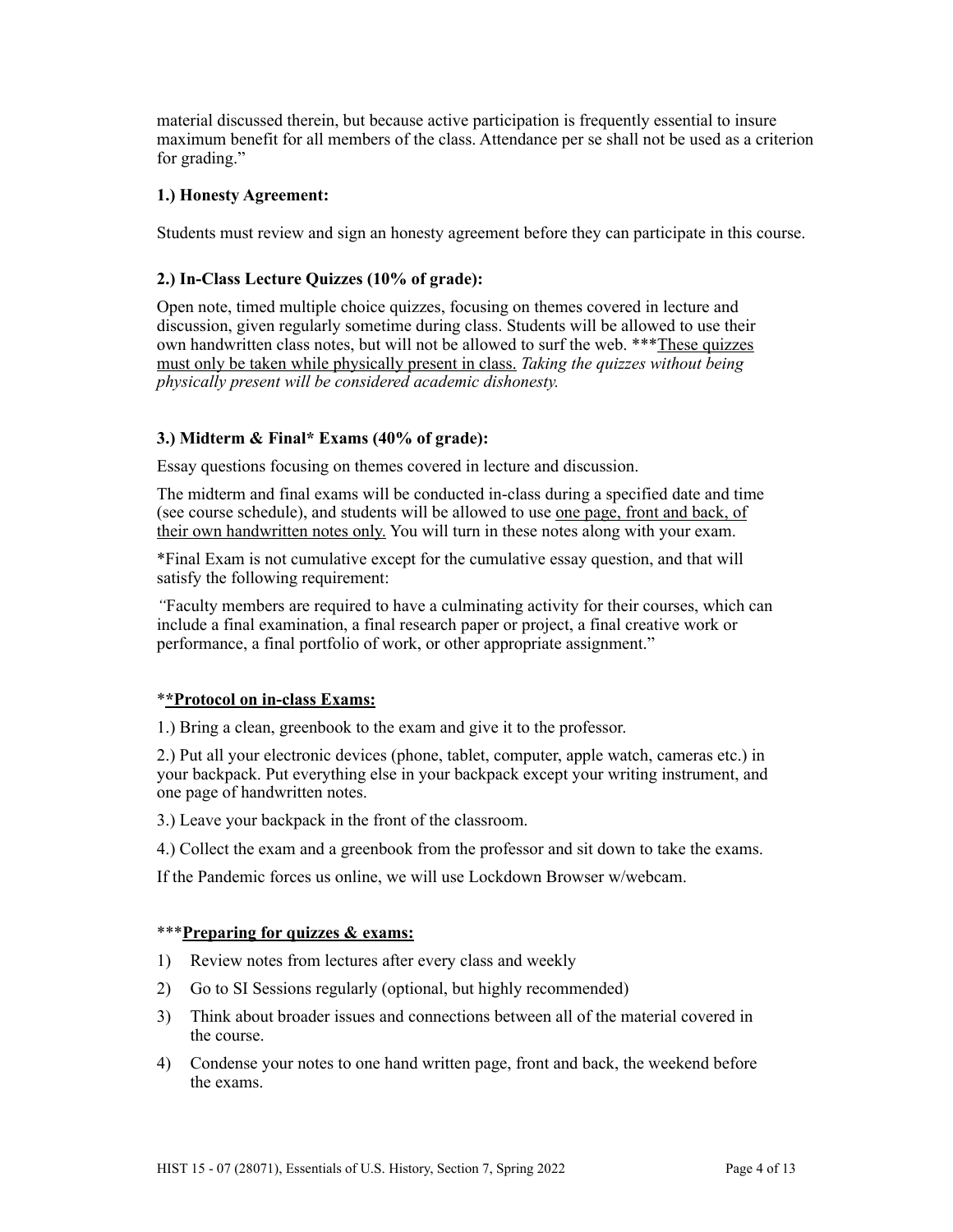material discussed therein, but because active participation is frequently essential to insure maximum benefit for all members of the class. Attendance per se shall not be used as a criterion for grading."

**1.) Honesty Agreement:**

Students must review and sign an honesty agreement before they can participate in this course.

**2.) In-Class Lecture Quizzes (10% of grade):**

Open note, timed multiple choice quizzes, focusing on themes covered in lecture and discussion, given regularly sometime during class. Students will be allowed to use their own handwritten class notes, but will not be allowed to surf the web. ***<u>These quizzes must only be taken while physically present in class.</u> *Taking the quizzes without being physically present will be considered academic dishonesty.*

**3.) Midterm & Final* Exams (40% of grade):**

Essay questions focusing on themes covered in lecture and discussion.

The midterm and final exams will be conducted in-class during a specified date and time (see course schedule), and students will be allowed to use <u>one page, front and back, of their own handwritten notes only.</u> You will turn in these notes along with your exam.

*Final Exam is not cumulative except for the cumulative essay question, and that will satisfy the following requirement:

*"*Faculty members are required to have a culminating activity for their courses, which can include a final examination, a final research paper or project, a final creative work or performance, a final portfolio of work, or other appropriate assignment."

***<u>*Protocol on in-class Exams:</u>**

1.) Bring a clean, greenbook to the exam and give it to the professor.

2.) Put all your electronic devices (phone, tablet, computer, apple watch, cameras etc.) in your backpack. Put everything else in your backpack except your writing instrument, and one page of handwritten notes.

3.) Leave your backpack in the front of the classroom.

4.) Collect the exam and a greenbook from the professor and sit down to take the exams.

If the Pandemic forces us online, we will use Lockdown Browser w/webcam.

***<u>**Preparing for quizzes & exams:**</u>

1) Review notes from lectures after every class and weekly
2) Go to SI Sessions regularly (optional, but highly recommended)
3) Think about broader issues and connections between all of the material covered in the course.
4) Condense your notes to one hand written page, front and back, the weekend before the exams.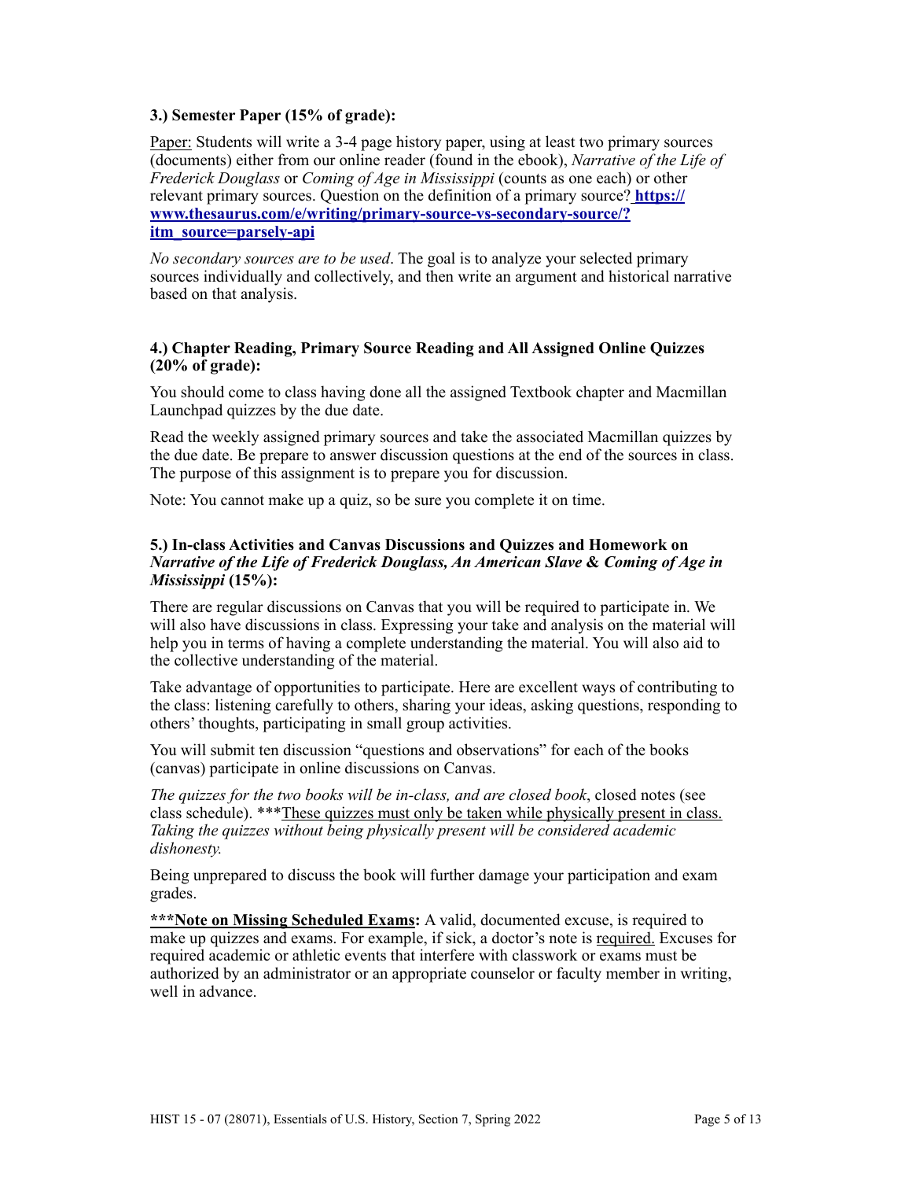**3.) Semester Paper (15% of grade):**

Paper: Students will write a 3-4 page history paper, using at least two primary sources (documents) either from our online reader (found in the ebook), *Narrative of the Life of Frederick Douglass* or *Coming of Age in Mississippi* (counts as one each) or other relevant primary sources. Question on the definition of a primary source? **https://www.thesaurus.com/e/writing/primary-source-vs-secondary-source/?itm_source=parsely-api**

*No secondary sources are to be used*. The goal is to analyze your selected primary sources individually and collectively, and then write an argument and historical narrative based on that analysis.

**4.) Chapter Reading, Primary Source Reading and All Assigned Online Quizzes (20% of grade):**

You should come to class having done all the assigned Textbook chapter and Macmillan Launchpad quizzes by the due date.

Read the weekly assigned primary sources and take the associated Macmillan quizzes by the due date. Be prepare to answer discussion questions at the end of the sources in class. The purpose of this assignment is to prepare you for discussion.

Note: You cannot make up a quiz, so be sure you complete it on time.

**5.) In-class Activities and Canvas Discussions and Quizzes and Homework on *Narrative of the Life of Frederick Douglass, An American Slave* & *Coming of Age in Mississippi* (15%):**

There are regular discussions on Canvas that you will be required to participate in. We will also have discussions in class. Expressing your take and analysis on the material will help you in terms of having a complete understanding the material. You will also aid to the collective understanding of the material.

Take advantage of opportunities to participate. Here are excellent ways of contributing to the class: listening carefully to others, sharing your ideas, asking questions, responding to others' thoughts, participating in small group activities.

You will submit ten discussion "questions and observations" for each of the books (canvas) participate in online discussions on Canvas.

*The quizzes for the two books will be in-class, and are closed book*, closed notes (see class schedule). ***These quizzes must only be taken while physically present in class. *Taking the quizzes without being physically present will be considered academic dishonesty.*

Being unprepared to discuss the book will further damage your participation and exam grades.

**\*\*\*Note on Missing Scheduled Exams:** A valid, documented excuse, is required to make up quizzes and exams. For example, if sick, a doctor's note is required. Excuses for required academic or athletic events that interfere with classwork or exams must be authorized by an administrator or an appropriate counselor or faculty member in writing, well in advance.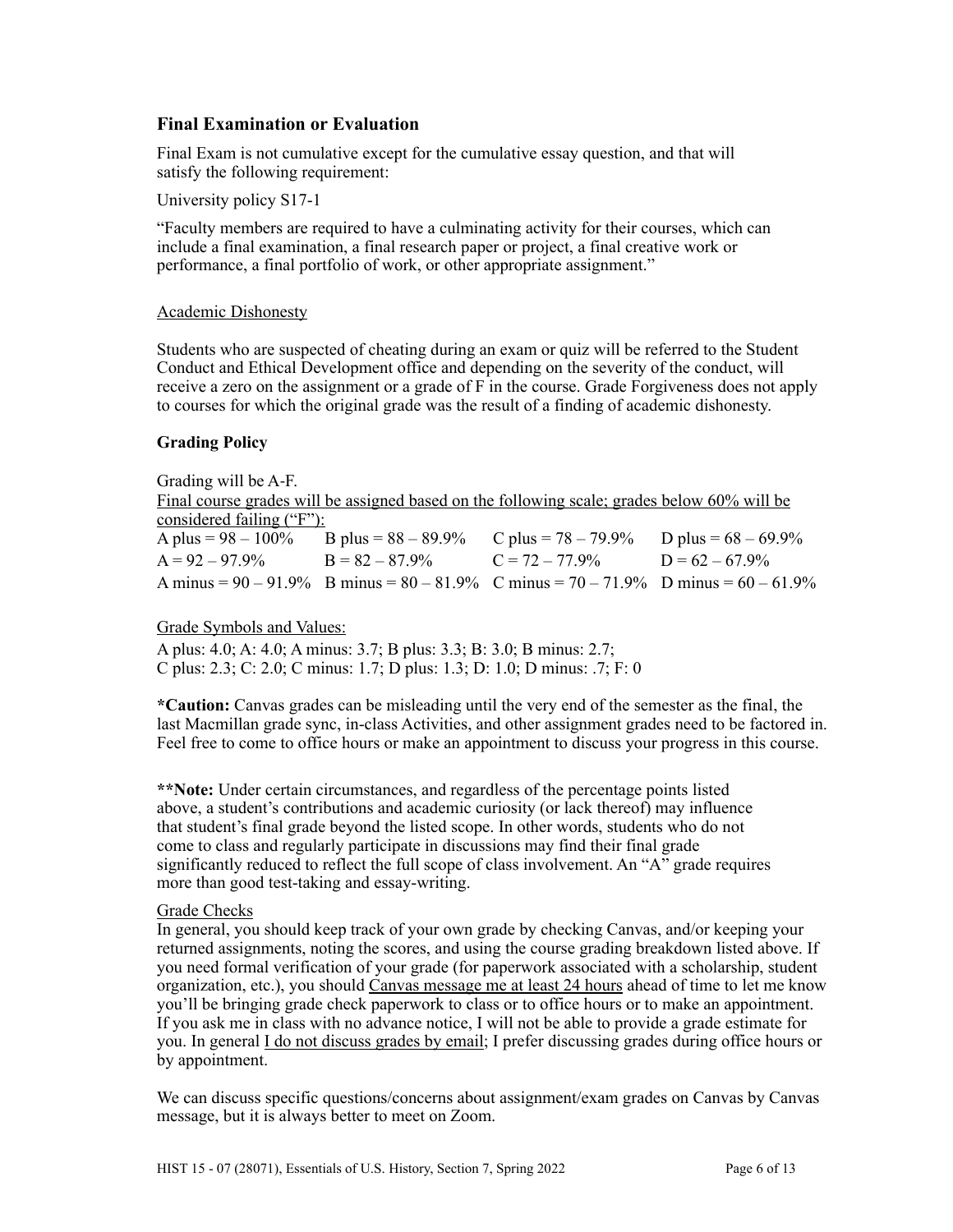### Final Examination or Evaluation

Final Exam is not cumulative except for the cumulative essay question, and that will satisfy the following requirement:

University policy S17-1

"Faculty members are required to have a culminating activity for their courses, which can include a final examination, a final research paper or project, a final creative work or performance, a final portfolio of work, or other appropriate assignment."

Academic Dishonesty

Students who are suspected of cheating during an exam or quiz will be referred to the Student Conduct and Ethical Development office and depending on the severity of the conduct, will receive a zero on the assignment or a grade of F in the course. Grade Forgiveness does not apply to courses for which the original grade was the result of a finding of academic dishonesty.

**Grading Policy**

Grading will be A-F.

Final course grades will be assigned based on the following scale; grades below 60% will be considered failing ("F"):

| | | | |
|---|---|---|---|
| A plus = 98 – 100% | B plus = 88 – 89.9% | C plus = 78 – 79.9% | D plus = 68 – 69.9% |
| A = 92 – 97.9% | B = 82 – 87.9% | C = 72 – 77.9% | D = 62 – 67.9% |
| A minus = 90 – 91.9% | B minus = 80 – 81.9% | C minus = 70 – 71.9% | D minus = 60 – 61.9% |

Grade Symbols and Values:

A plus: 4.0; A: 4.0; A minus: 3.7; B plus: 3.3; B: 3.0; B minus: 2.7;
C plus: 2.3; C: 2.0; C minus: 1.7; D plus: 1.3; D: 1.0; D minus: .7; F: 0

**\*Caution:** Canvas grades can be misleading until the very end of the semester as the final, the last Macmillan grade sync, in-class Activities, and other assignment grades need to be factored in. Feel free to come to office hours or make an appointment to discuss your progress in this course.

**\*\*Note:** Under certain circumstances, and regardless of the percentage points listed above, a student's contributions and academic curiosity (or lack thereof) may influence that student's final grade beyond the listed scope. In other words, students who do not come to class and regularly participate in discussions may find their final grade significantly reduced to reflect the full scope of class involvement. An "A" grade requires more than good test-taking and essay-writing.

Grade Checks

In general, you should keep track of your own grade by checking Canvas, and/or keeping your returned assignments, noting the scores, and using the course grading breakdown listed above. If you need formal verification of your grade (for paperwork associated with a scholarship, student organization, etc.), you should Canvas message me at least 24 hours ahead of time to let me know you'll be bringing grade check paperwork to class or to office hours or to make an appointment. If you ask me in class with no advance notice, I will not be able to provide a grade estimate for you. In general I do not discuss grades by email; I prefer discussing grades during office hours or by appointment.

We can discuss specific questions/concerns about assignment/exam grades on Canvas by Canvas message, but it is always better to meet on Zoom.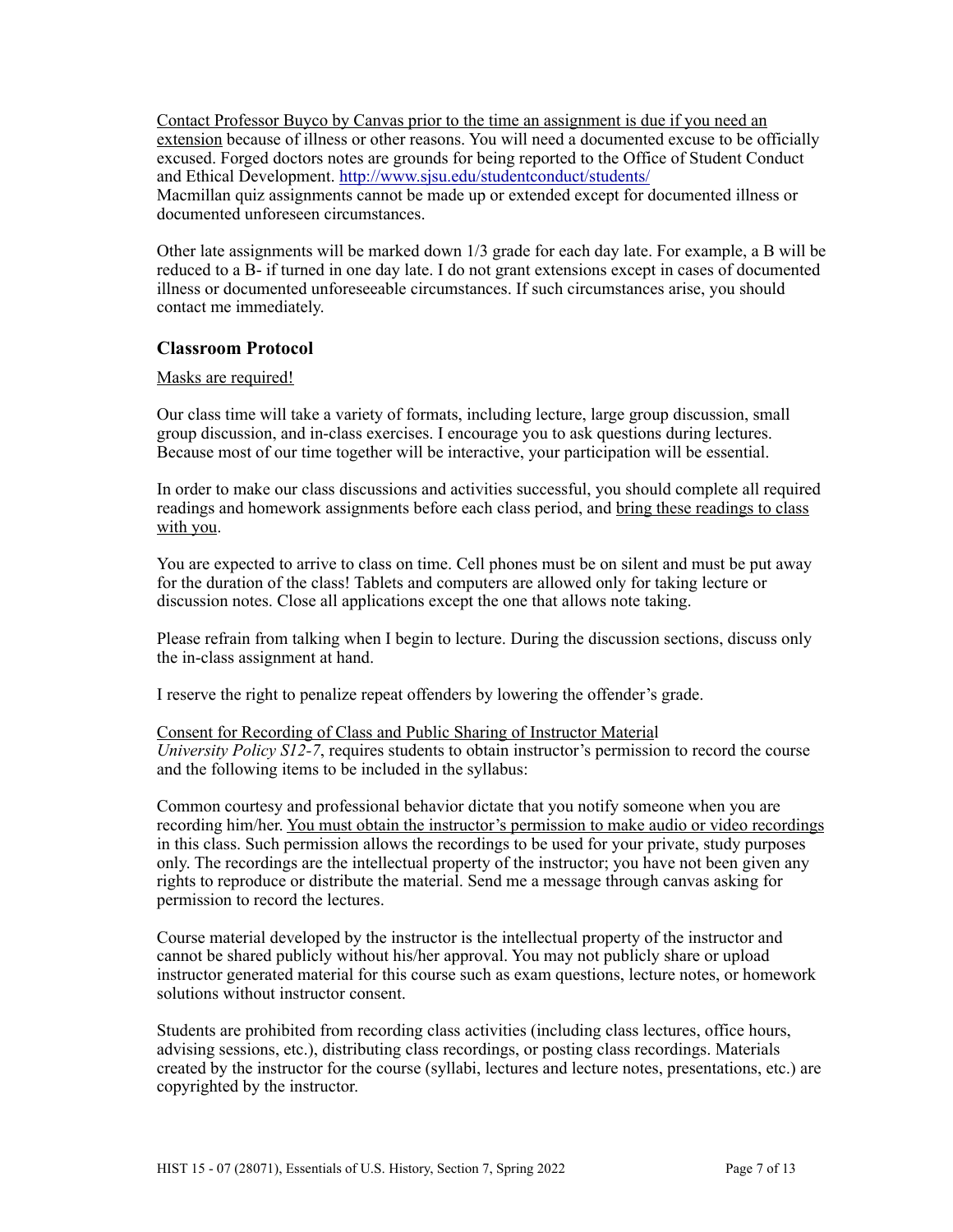Contact Professor Buyco by Canvas prior to the time an assignment is due if you need an extension because of illness or other reasons. You will need a documented excuse to be officially excused. Forged doctors notes are grounds for being reported to the Office of Student Conduct and Ethical Development. http://www.sjsu.edu/studentconduct/students/
Macmillan quiz assignments cannot be made up or extended except for documented illness or documented unforeseen circumstances.

Other late assignments will be marked down 1/3 grade for each day late. For example, a B will be reduced to a B- if turned in one day late. I do not grant extensions except in cases of documented illness or documented unforeseeable circumstances. If such circumstances arise, you should contact me immediately.

## Classroom Protocol

Masks are required!

Our class time will take a variety of formats, including lecture, large group discussion, small group discussion, and in-class exercises. I encourage you to ask questions during lectures. Because most of our time together will be interactive, your participation will be essential.

In order to make our class discussions and activities successful, you should complete all required readings and homework assignments before each class period, and bring these readings to class with you.

You are expected to arrive to class on time. Cell phones must be on silent and must be put away for the duration of the class! Tablets and computers are allowed only for taking lecture or discussion notes. Close all applications except the one that allows note taking.

Please refrain from talking when I begin to lecture. During the discussion sections, discuss only the in-class assignment at hand.

I reserve the right to penalize repeat offenders by lowering the offender's grade.

Consent for Recording of Class and Public Sharing of Instructor Material
*University Policy S12-7*, requires students to obtain instructor's permission to record the course and the following items to be included in the syllabus:

Common courtesy and professional behavior dictate that you notify someone when you are recording him/her. You must obtain the instructor's permission to make audio or video recordings in this class. Such permission allows the recordings to be used for your private, study purposes only. The recordings are the intellectual property of the instructor; you have not been given any rights to reproduce or distribute the material. Send me a message through canvas asking for permission to record the lectures.

Course material developed by the instructor is the intellectual property of the instructor and cannot be shared publicly without his/her approval. You may not publicly share or upload instructor generated material for this course such as exam questions, lecture notes, or homework solutions without instructor consent.

Students are prohibited from recording class activities (including class lectures, office hours, advising sessions, etc.), distributing class recordings, or posting class recordings. Materials created by the instructor for the course (syllabi, lectures and lecture notes, presentations, etc.) are copyrighted by the instructor.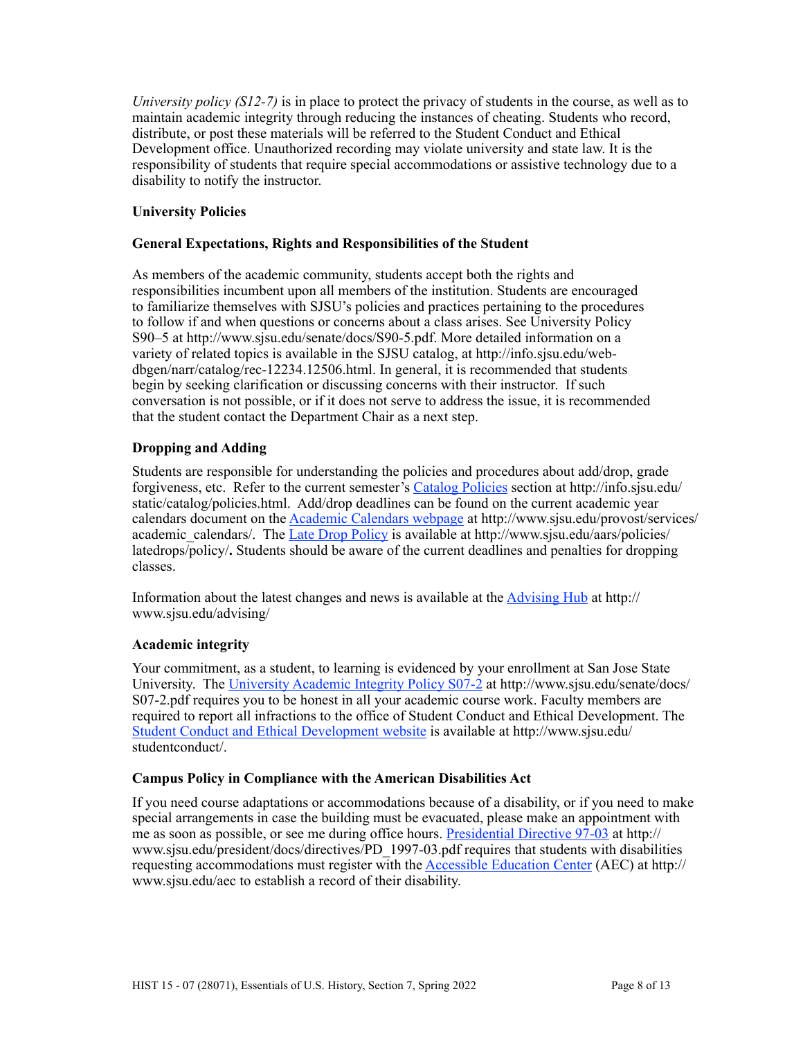*University policy (S12-7)* is in place to protect the privacy of students in the course, as well as to maintain academic integrity through reducing the instances of cheating. Students who record, distribute, or post these materials will be referred to the Student Conduct and Ethical Development office. Unauthorized recording may violate university and state law. It is the responsibility of students that require special accommodations or assistive technology due to a disability to notify the instructor.

## University Policies

### General Expectations, Rights and Responsibilities of the Student

As members of the academic community, students accept both the rights and responsibilities incumbent upon all members of the institution. Students are encouraged to familiarize themselves with SJSU's policies and practices pertaining to the procedures to follow if and when questions or concerns about a class arises. See University Policy S90–5 at http://www.sjsu.edu/senate/docs/S90-5.pdf. More detailed information on a variety of related topics is available in the SJSU catalog, at http://info.sjsu.edu/web-dbgen/narr/catalog/rec-12234.12506.html. In general, it is recommended that students begin by seeking clarification or discussing concerns with their instructor. If such conversation is not possible, or if it does not serve to address the issue, it is recommended that the student contact the Department Chair as a next step.

### Dropping and Adding

Students are responsible for understanding the policies and procedures about add/drop, grade forgiveness, etc. Refer to the current semester's Catalog Policies section at http://info.sjsu.edu/static/catalog/policies.html. Add/drop deadlines can be found on the current academic year calendars document on the Academic Calendars webpage at http://www.sjsu.edu/provost/services/academic_calendars/. The Late Drop Policy is available at http://www.sjsu.edu/aars/policies/latedrops/policy/**.** Students should be aware of the current deadlines and penalties for dropping classes.

Information about the latest changes and news is available at the Advising Hub at http://www.sjsu.edu/advising/

### Academic integrity

Your commitment, as a student, to learning is evidenced by your enrollment at San Jose State University. The University Academic Integrity Policy S07-2 at http://www.sjsu.edu/senate/docs/S07-2.pdf requires you to be honest in all your academic course work. Faculty members are required to report all infractions to the office of Student Conduct and Ethical Development. The Student Conduct and Ethical Development website is available at http://www.sjsu.edu/studentconduct/.

### Campus Policy in Compliance with the American Disabilities Act

If you need course adaptations or accommodations because of a disability, or if you need to make special arrangements in case the building must be evacuated, please make an appointment with me as soon as possible, or see me during office hours. Presidential Directive 97-03 at http://www.sjsu.edu/president/docs/directives/PD_1997-03.pdf requires that students with disabilities requesting accommodations must register with the Accessible Education Center (AEC) at http://www.sjsu.edu/aec to establish a record of their disability.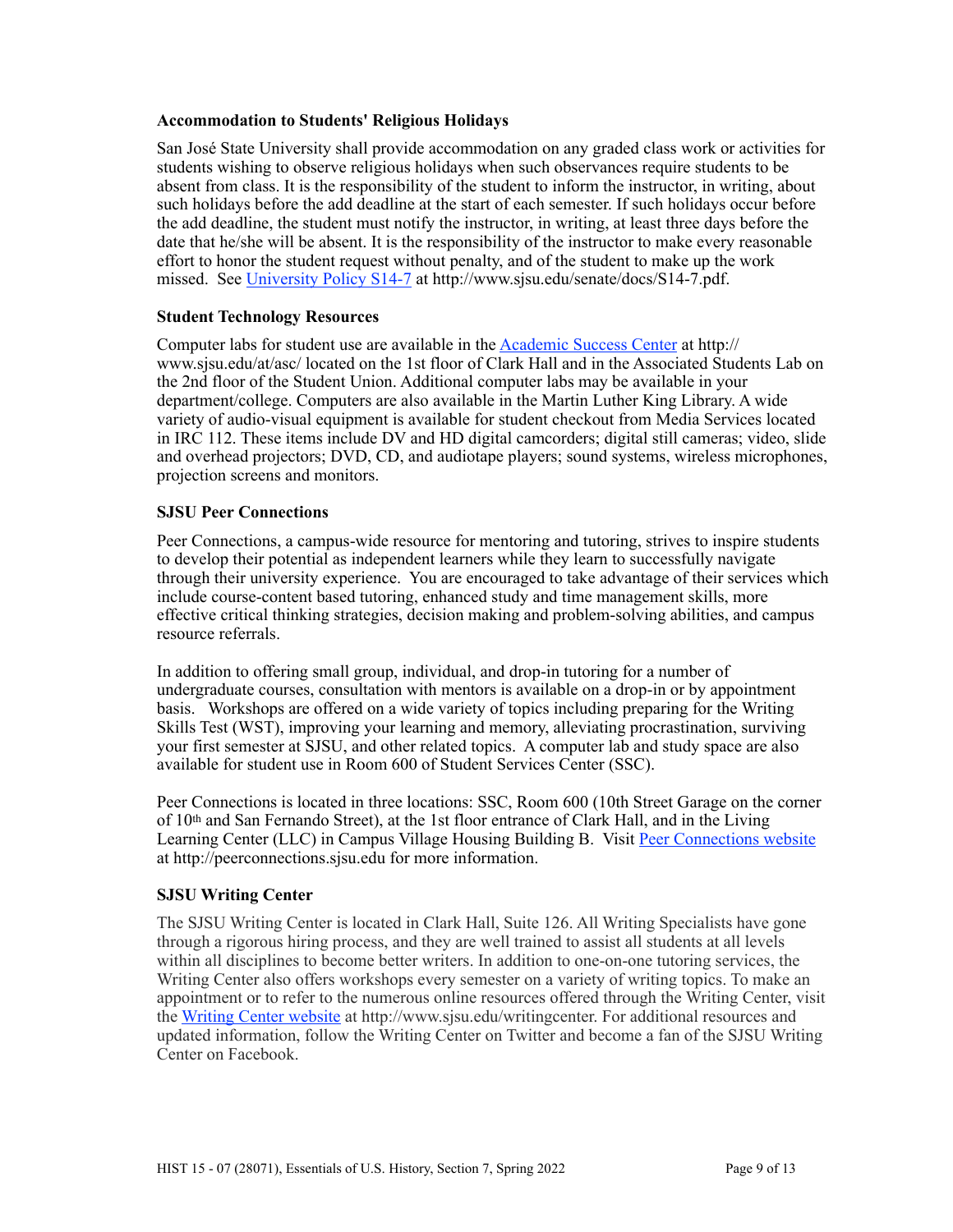**Accommodation to Students' Religious Holidays**

San José State University shall provide accommodation on any graded class work or activities for students wishing to observe religious holidays when such observances require students to be absent from class. It is the responsibility of the student to inform the instructor, in writing, about such holidays before the add deadline at the start of each semester. If such holidays occur before the add deadline, the student must notify the instructor, in writing, at least three days before the date that he/she will be absent. It is the responsibility of the instructor to make every reasonable effort to honor the student request without penalty, and of the student to make up the work missed. See University Policy S14-7 at http://www.sjsu.edu/senate/docs/S14-7.pdf.

**Student Technology Resources**

Computer labs for student use are available in the Academic Success Center at http://www.sjsu.edu/at/asc/ located on the 1st floor of Clark Hall and in the Associated Students Lab on the 2nd floor of the Student Union. Additional computer labs may be available in your department/college. Computers are also available in the Martin Luther King Library. A wide variety of audio-visual equipment is available for student checkout from Media Services located in IRC 112. These items include DV and HD digital camcorders; digital still cameras; video, slide and overhead projectors; DVD, CD, and audiotape players; sound systems, wireless microphones, projection screens and monitors.

**SJSU Peer Connections**

Peer Connections, a campus-wide resource for mentoring and tutoring, strives to inspire students to develop their potential as independent learners while they learn to successfully navigate through their university experience. You are encouraged to take advantage of their services which include course-content based tutoring, enhanced study and time management skills, more effective critical thinking strategies, decision making and problem-solving abilities, and campus resource referrals.

In addition to offering small group, individual, and drop-in tutoring for a number of undergraduate courses, consultation with mentors is available on a drop-in or by appointment basis. Workshops are offered on a wide variety of topics including preparing for the Writing Skills Test (WST), improving your learning and memory, alleviating procrastination, surviving your first semester at SJSU, and other related topics. A computer lab and study space are also available for student use in Room 600 of Student Services Center (SSC).

Peer Connections is located in three locations: SSC, Room 600 (10th Street Garage on the corner of 10th and San Fernando Street), at the 1st floor entrance of Clark Hall, and in the Living Learning Center (LLC) in Campus Village Housing Building B. Visit Peer Connections website at http://peerconnections.sjsu.edu for more information.

**SJSU Writing Center**

The SJSU Writing Center is located in Clark Hall, Suite 126. All Writing Specialists have gone through a rigorous hiring process, and they are well trained to assist all students at all levels within all disciplines to become better writers. In addition to one-on-one tutoring services, the Writing Center also offers workshops every semester on a variety of writing topics. To make an appointment or to refer to the numerous online resources offered through the Writing Center, visit the Writing Center website at http://www.sjsu.edu/writingcenter. For additional resources and updated information, follow the Writing Center on Twitter and become a fan of the SJSU Writing Center on Facebook.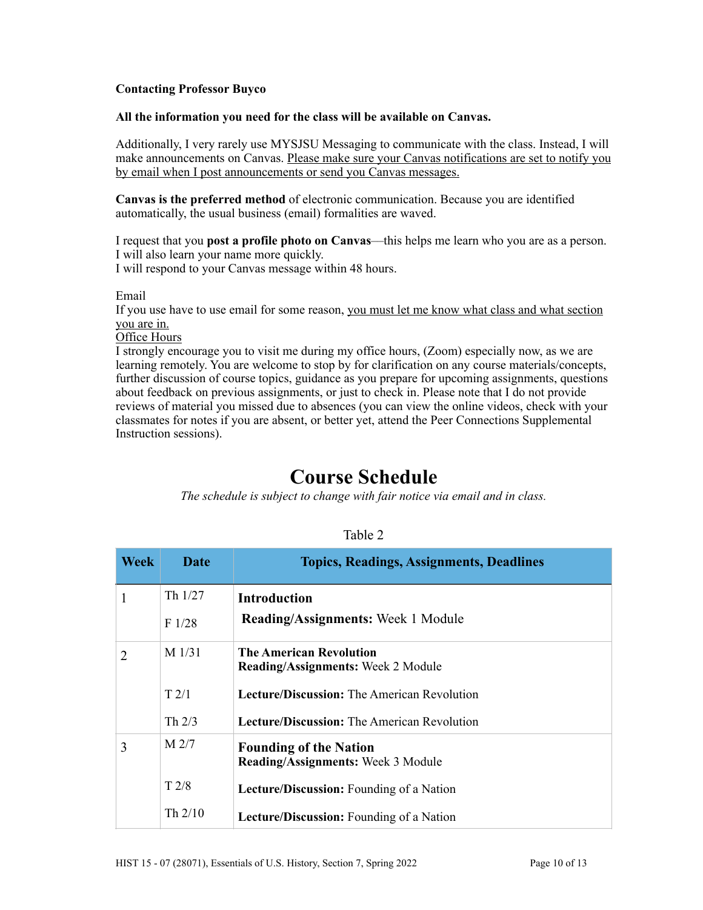**Contacting Professor Buyco**

**All the information you need for the class will be available on Canvas.**

Additionally, I very rarely use MYSJSU Messaging to communicate with the class. Instead, I will make announcements on Canvas. <u>Please make sure your Canvas notifications are set to notify you by email when I post announcements or send you Canvas messages.</u>

**Canvas is the preferred method** of electronic communication. Because you are identified automatically, the usual business (email) formalities are waved.

I request that you **post a profile photo on Canvas**—this helps me learn who you are as a person. I will also learn your name more quickly.
I will respond to your Canvas message within 48 hours.

Email
If you use have to use email for some reason, <u>you must let me know what class and what section you are in.</u>
<u>Office Hours</u>
I strongly encourage you to visit me during my office hours, (Zoom) especially now, as we are learning remotely. You are welcome to stop by for clarification on any course materials/concepts, further discussion of course topics, guidance as you prepare for upcoming assignments, questions about feedback on previous assignments, or just to check in. Please note that I do not provide reviews of material you missed due to absences (you can view the online videos, check with your classmates for notes if you are absent, or better yet, attend the Peer Connections Supplemental Instruction sessions).

# Course Schedule

*The schedule is subject to change with fair notice via email and in class.*

Table 2

| Week | Date | Topics, Readings, Assignments, Deadlines |
|---|---|---|
| 1 | Th 1/27<br>F 1/28 | **Introduction**<br>**Reading/Assignments:** Week 1 Module |
| 2 | M 1/31 | **The American Revolution**<br>**Reading/Assignments:** Week 2 Module |
| | T 2/1 | **Lecture/Discussion:** The American Revolution |
| | Th 2/3 | **Lecture/Discussion:** The American Revolution |
| 3 | M 2/7 | **Founding of the Nation**<br>**Reading/Assignments:** Week 3 Module |
| | T 2/8 | **Lecture/Discussion:** Founding of a Nation |
| | Th 2/10 | **Lecture/Discussion:** Founding of a Nation |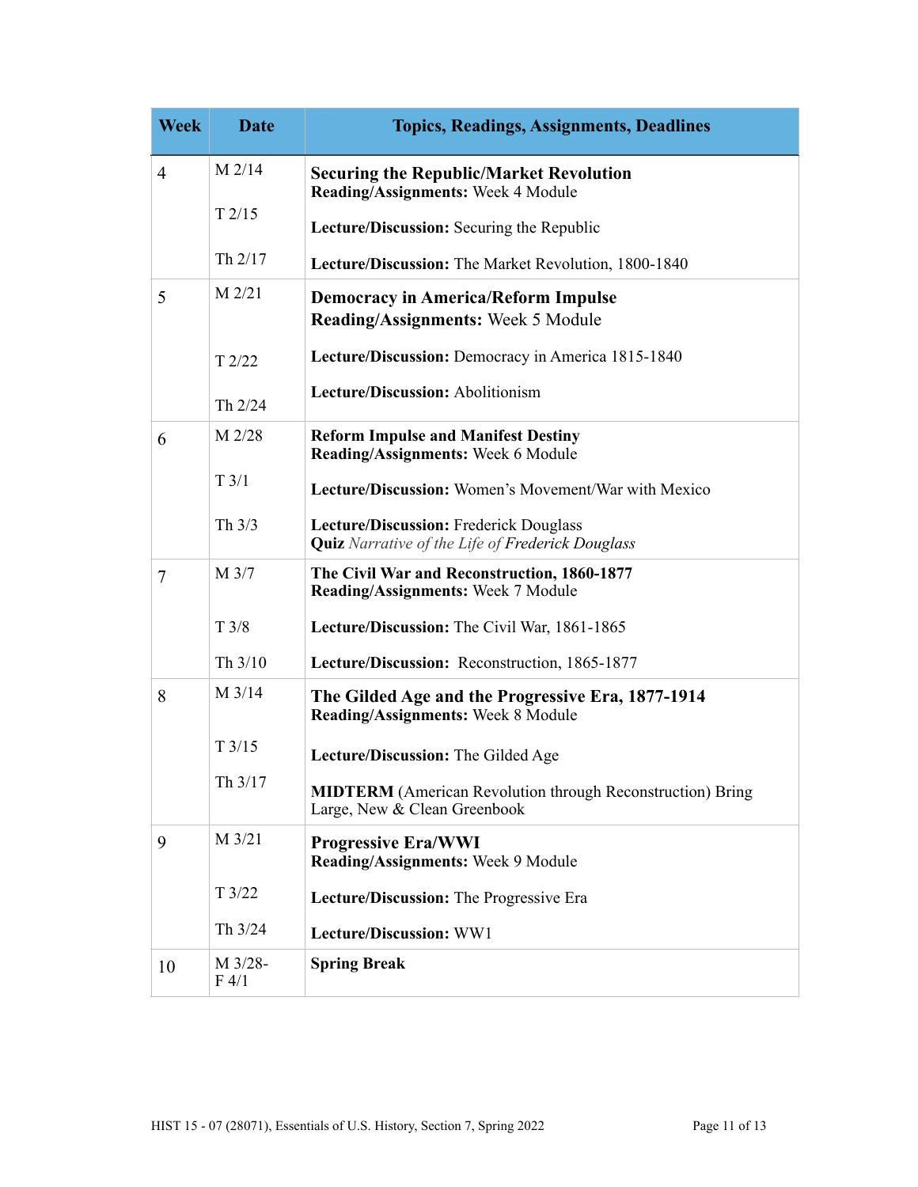| Week | Date | Topics, Readings, Assignments, Deadlines |
|---|---|---|
| 4 | M 2/14 | **Securing the Republic/Market Revolution**<br>**Reading/Assignments:** Week 4 Module |
| | T 2/15 | **Lecture/Discussion:** Securing the Republic |
| | Th 2/17 | **Lecture/Discussion:** The Market Revolution, 1800-1840 |
| 5 | M 2/21 | **Democracy in America/Reform Impulse**<br>**Reading/Assignments:** Week 5 Module |
| | T 2/22 | **Lecture/Discussion:** Democracy in America 1815-1840 |
| | Th 2/24 | **Lecture/Discussion:** Abolitionism |
| 6 | M 2/28 | **Reform Impulse and Manifest Destiny**<br>**Reading/Assignments:** Week 6 Module |
| | T 3/1 | **Lecture/Discussion:** Women's Movement/War with Mexico |
| | Th 3/3 | **Lecture/Discussion:** Frederick Douglass<br>**Quiz** *Narrative of the Life of Frederick Douglass* |
| 7 | M 3/7 | **The Civil War and Reconstruction, 1860-1877**<br>**Reading/Assignments:** Week 7 Module |
| | T 3/8 | **Lecture/Discussion:** The Civil War, 1861-1865 |
| | Th 3/10 | **Lecture/Discussion:** Reconstruction, 1865-1877 |
| 8 | M 3/14 | **The Gilded Age and the Progressive Era, 1877-1914**<br>**Reading/Assignments:** Week 8 Module |
| | T 3/15 | **Lecture/Discussion:** The Gilded Age |
| | Th 3/17 | **MIDTERM** (American Revolution through Reconstruction) Bring Large, New & Clean Greenbook |
| 9 | M 3/21 | **Progressive Era/WWI**<br>**Reading/Assignments:** Week 9 Module |
| | T 3/22 | **Lecture/Discussion:** The Progressive Era |
| | Th 3/24 | **Lecture/Discussion:** WW1 |
| 10 | M 3/28-F 4/1 | **Spring Break** |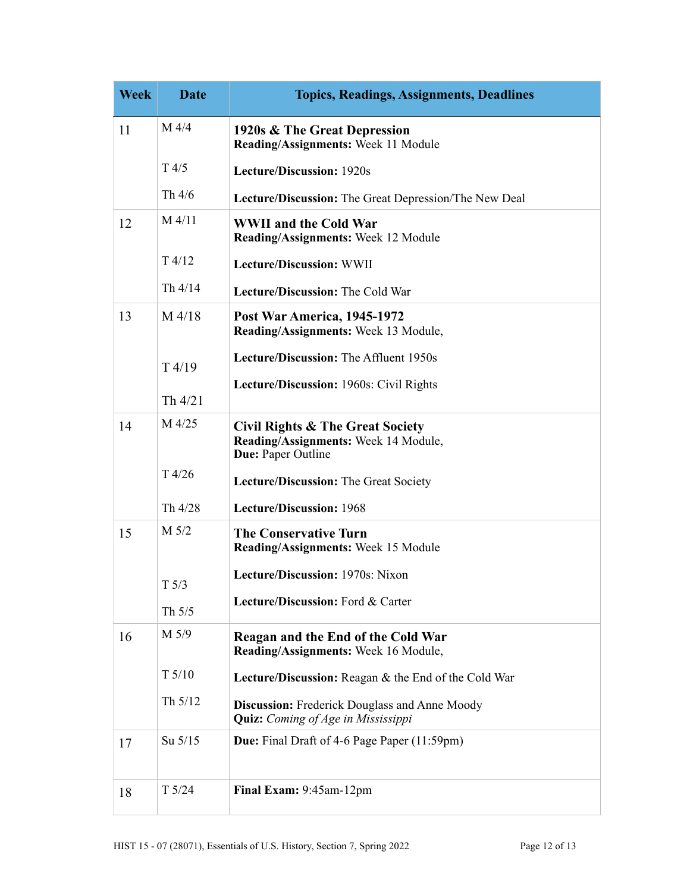| Week | Date | Topics, Readings, Assignments, Deadlines |
|---|---|---|
| 11 | M 4/4 | **1920s & The Great Depression**<br>**Reading/Assignments:** Week 11 Module |
| | T 4/5 | **Lecture/Discussion:** 1920s |
| | Th 4/6 | **Lecture/Discussion:** The Great Depression/The New Deal |
| 12 | M 4/11 | **WWII and the Cold War**<br>**Reading/Assignments:** Week 12 Module |
| | T 4/12 | **Lecture/Discussion:** WWII |
| | Th 4/14 | **Lecture/Discussion:** The Cold War |
| 13 | M 4/18 | **Post War America, 1945-1972**<br>**Reading/Assignments:** Week 13 Module, |
| | T 4/19 | **Lecture/Discussion:** The Affluent 1950s |
| | Th 4/21 | **Lecture/Discussion:** 1960s: Civil Rights |
| 14 | M 4/25 | **Civil Rights & The Great Society**<br>**Reading/Assignments:** Week 14 Module,<br>**Due:** Paper Outline |
| | T 4/26 | **Lecture/Discussion:** The Great Society |
| | Th 4/28 | **Lecture/Discussion:** 1968 |
| 15 | M 5/2 | **The Conservative Turn**<br>**Reading/Assignments:** Week 15 Module |
| | T 5/3 | **Lecture/Discussion:** 1970s: Nixon |
| | Th 5/5 | **Lecture/Discussion:** Ford & Carter |
| 16 | M 5/9 | **Reagan and the End of the Cold War**<br>**Reading/Assignments:** Week 16 Module, |
| | T 5/10 | **Lecture/Discussion:** Reagan & the End of the Cold War |
| | Th 5/12 | **Discussion:** Frederick Douglass and Anne Moody<br>**Quiz:** *Coming of Age in Mississippi* |
| 17 | Su 5/15 | **Due:** Final Draft of 4-6 Page Paper (11:59pm) |
| 18 | T 5/24 | **Final Exam:** 9:45am-12pm |